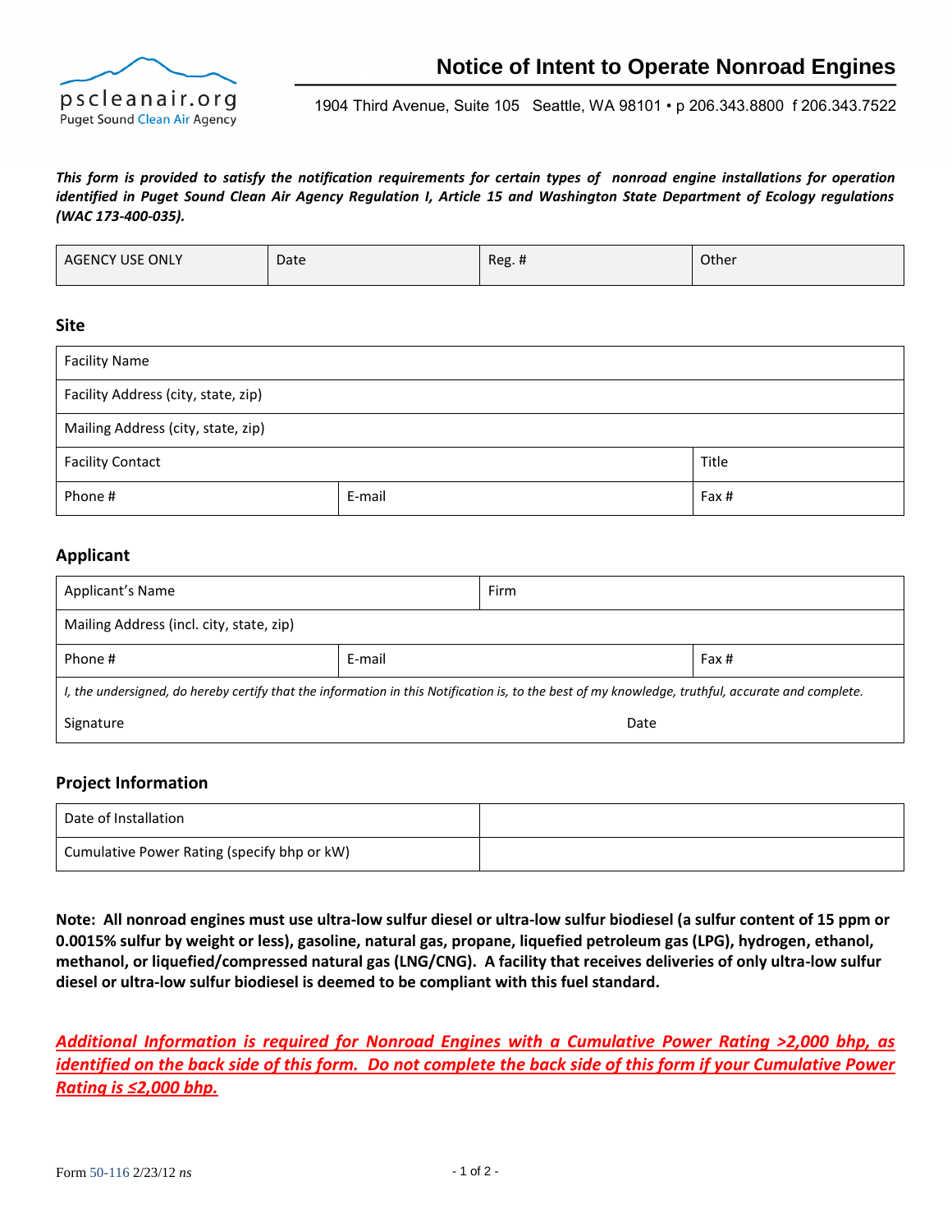pscleanair.org
Puget Sound Clean Air Agency

# Notice of Intent to Operate Nonroad Engines

1904 Third Avenue, Suite 105 Seattle, WA 98101 • p 206.343.8800 f 206.343.7522

***This form is provided to satisfy the notification requirements for certain types of nonroad engine installations for operation identified in Puget Sound Clean Air Agency Regulation I, Article 15 and Washington State Department of Ecology regulations (WAC 173-400-035).***

| AGENCY USE ONLY | Date | Reg. # | Other |
|---|---|---|---|

## Site

| Facility Name | | |
|---|---|---|
| Facility Address (city, state, zip) | | |
| Mailing Address (city, state, zip) | | |
| Facility Contact | | Title |
| Phone # | E-mail | Fax # |

## Applicant

| Applicant's Name | | Firm |
|---|---|---|
| Mailing Address (incl. city, state, zip) | | |
| Phone # | E-mail | Fax # |

*I, the undersigned, do hereby certify that the information in this Notification is, to the best of my knowledge, truthful, accurate and complete.*

Signature　　　　　　　　　　　　　　　　　　　　Date

## Project Information

| Date of Installation | |
|---|---|
| Cumulative Power Rating (specify bhp or kW) | |

**Note: All nonroad engines must use ultra-low sulfur diesel or ultra-low sulfur biodiesel (a sulfur content of 15 ppm or 0.0015% sulfur by weight or less), gasoline, natural gas, propane, liquefied petroleum gas (LPG), hydrogen, ethanol, methanol, or liquefied/compressed natural gas (LNG/CNG). A facility that receives deliveries of only ultra-low sulfur diesel or ultra-low sulfur biodiesel is deemed to be compliant with this fuel standard.**

***Additional Information is required for Nonroad Engines with a Cumulative Power Rating >2,000 bhp, as identified on the back side of this form. Do not complete the back side of this form if your Cumulative Power Rating is ≤2,000 bhp.***

Form 50-116 2/23/12 *ns*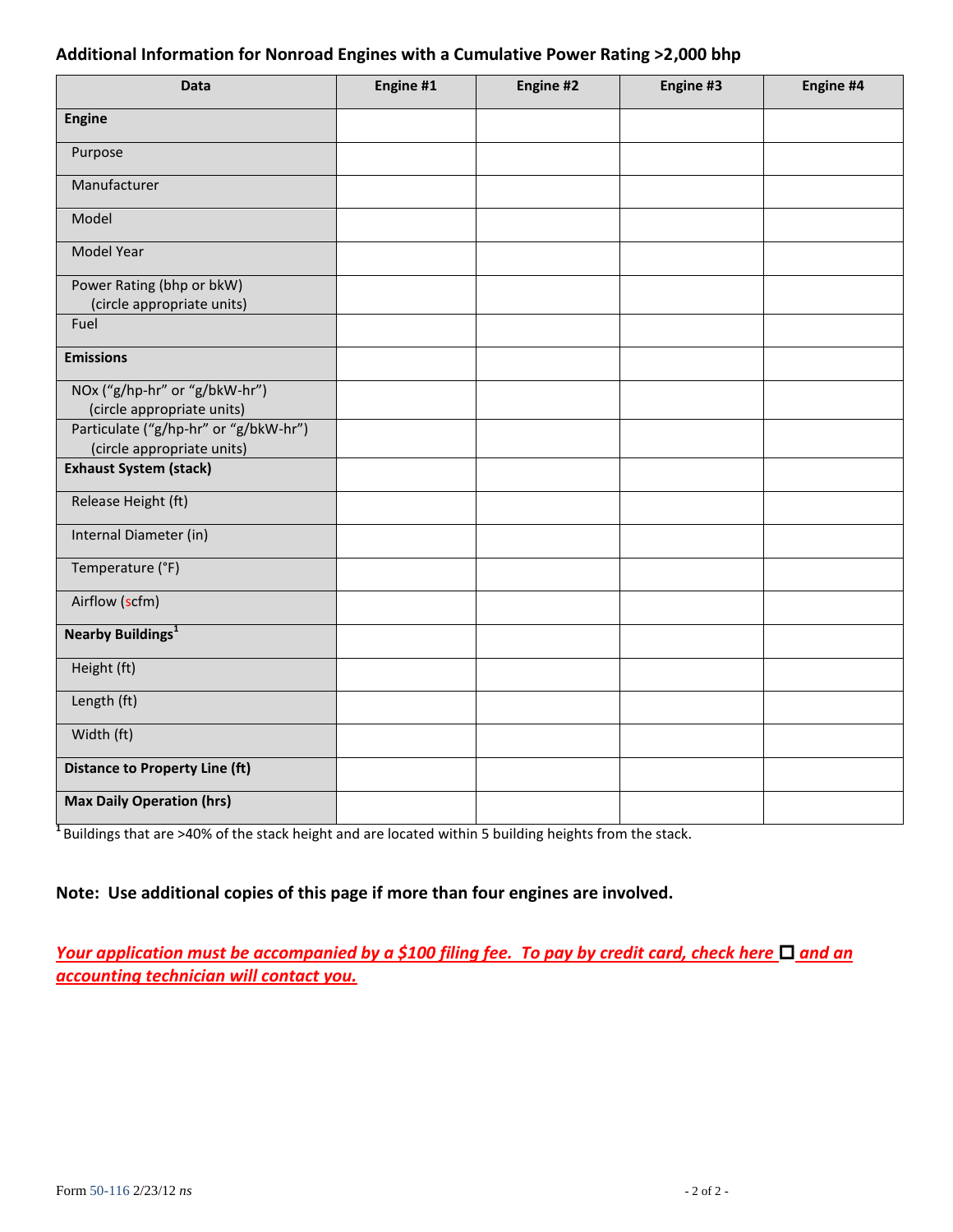## Additional Information for Nonroad Engines with a Cumulative Power Rating >2,000 bhp

| Data | Engine #1 | Engine #2 | Engine #3 | Engine #4 |
|---|---|---|---|---|
| **Engine** | | | | |
| Purpose | | | | |
| Manufacturer | | | | |
| Model | | | | |
| Model Year | | | | |
| Power Rating (bhp or bkW) (circle appropriate units) | | | | |
| Fuel | | | | |
| **Emissions** | | | | |
| NOx ("g/hp-hr" or "g/bkW-hr") (circle appropriate units) | | | | |
| Particulate ("g/hp-hr" or "g/bkW-hr") (circle appropriate units) | | | | |
| **Exhaust System (stack)** | | | | |
| Release Height (ft) | | | | |
| Internal Diameter (in) | | | | |
| Temperature (°F) | | | | |
| Airflow (scfm) | | | | |
| **Nearby Buildings**[1] | | | | |
| Height (ft) | | | | |
| Length (ft) | | | | |
| Width (ft) | | | | |
| **Distance to Property Line (ft)** | | | | |
| **Max Daily Operation (hrs)** | | | | |

[1] Buildings that are >40% of the stack height and are located within 5 building heights from the stack.

**Note: Use additional copies of this page if more than four engines are involved.**

***Your application must be accompanied by a $100 filing fee. To pay by credit card, check here ☐ and an accounting technician will contact you.***

Form 50-116 2/23/12 *ns*